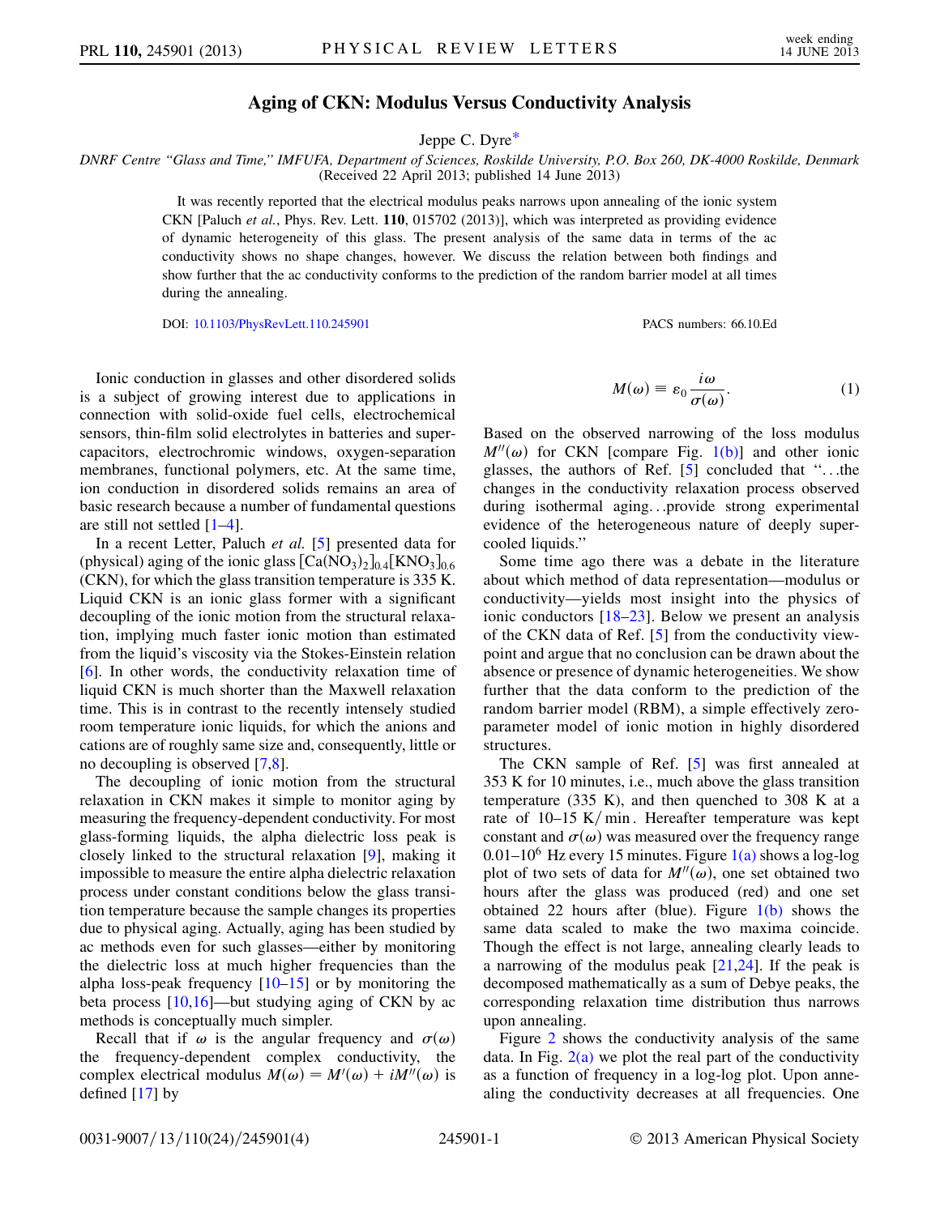# Aging of CKN: Modulus Versus Conductivity Analysis

Jeppe C. Dyre*

*DNRF Centre "Glass and Time," IMFUFA, Department of Sciences, Roskilde University, P.O. Box 260, DK-4000 Roskilde, Denmark*
(Received 22 April 2013; published 14 June 2013)

It was recently reported that the electrical modulus peaks narrows upon annealing of the ionic system CKN [Paluch *et al.*, Phys. Rev. Lett. **110**, 015702 (2013)], which was interpreted as providing evidence of dynamic heterogeneity of this glass. The present analysis of the same data in terms of the ac conductivity shows no shape changes, however. We discuss the relation between both findings and show further that the ac conductivity conforms to the prediction of the random barrier model at all times during the annealing.

DOI: 10.1103/PhysRevLett.110.245901

PACS numbers: 66.10.Ed

Ionic conduction in glasses and other disordered solids is a subject of growing interest due to applications in connection with solid-oxide fuel cells, electrochemical sensors, thin-film solid electrolytes in batteries and super-capacitors, electrochromic windows, oxygen-separation membranes, functional polymers, etc. At the same time, ion conduction in disordered solids remains an area of basic research because a number of fundamental questions are still not settled [1–4].

In a recent Letter, Paluch *et al.* [5] presented data for (physical) aging of the ionic glass $[Ca(NO_3)_2]_{0.4}[KNO_3]_{0.6}$ (CKN), for which the glass transition temperature is 335 K. Liquid CKN is an ionic glass former with a significant decoupling of the ionic motion from the structural relaxation, implying much faster ionic motion than estimated from the liquid's viscosity via the Stokes-Einstein relation [6]. In other words, the conductivity relaxation time of liquid CKN is much shorter than the Maxwell relaxation time. This is in contrast to the recently intensely studied room temperature ionic liquids, for which the anions and cations are of roughly same size and, consequently, little or no decoupling is observed [7,8].

The decoupling of ionic motion from the structural relaxation in CKN makes it simple to monitor aging by measuring the frequency-dependent conductivity. For most glass-forming liquids, the alpha dielectric loss peak is closely linked to the structural relaxation [9], making it impossible to measure the entire alpha dielectric relaxation process under constant conditions below the glass transition temperature because the sample changes its properties due to physical aging. Actually, aging has been studied by ac methods even for such glasses—either by monitoring the dielectric loss at much higher frequencies than the alpha loss-peak frequency [10–15] or by monitoring the beta process [10,16]—but studying aging of CKN by ac methods is conceptually much simpler.

Recall that if $\omega$ is the angular frequency and $\sigma(\omega)$ the frequency-dependent complex conductivity, the complex electrical modulus $M(\omega) = M'(\omega) + iM''(\omega)$ is defined [17] by

$$M(\omega) \equiv \varepsilon_0 \frac{i\omega}{\sigma(\omega)}. \qquad (1)$$

Based on the observed narrowing of the loss modulus $M''(\omega)$ for CKN [compare Fig. 1(b)] and other ionic glasses, the authors of Ref. [5] concluded that "...the changes in the conductivity relaxation process observed during isothermal aging...provide strong experimental evidence of the heterogeneous nature of deeply super-cooled liquids."

Some time ago there was a debate in the literature about which method of data representation—modulus or conductivity—yields most insight into the physics of ionic conductors [18–23]. Below we present an analysis of the CKN data of Ref. [5] from the conductivity view-point and argue that no conclusion can be drawn about the absence or presence of dynamic heterogeneities. We show further that the data conform to the prediction of the random barrier model (RBM), a simple effectively zero-parameter model of ionic motion in highly disordered structures.

The CKN sample of Ref. [5] was first annealed at 353 K for 10 minutes, i.e., much above the glass transition temperature (335 K), and then quenched to 308 K at a rate of 10–15 K/min. Hereafter temperature was kept constant and $\sigma(\omega)$ was measured over the frequency range 0.01–$10^6$ Hz every 15 minutes. Figure 1(a) shows a log-log plot of two sets of data for $M''(\omega)$, one set obtained two hours after the glass was produced (red) and one set obtained 22 hours after (blue). Figure 1(b) shows the same data scaled to make the two maxima coincide. Though the effect is not large, annealing clearly leads to a narrowing of the modulus peak [21,24]. If the peak is decomposed mathematically as a sum of Debye peaks, the corresponding relaxation time distribution thus narrows upon annealing.

Figure 2 shows the conductivity analysis of the same data. In Fig. 2(a) we plot the real part of the conductivity as a function of frequency in a log-log plot. Upon annealing the conductivity decreases at all frequencies. One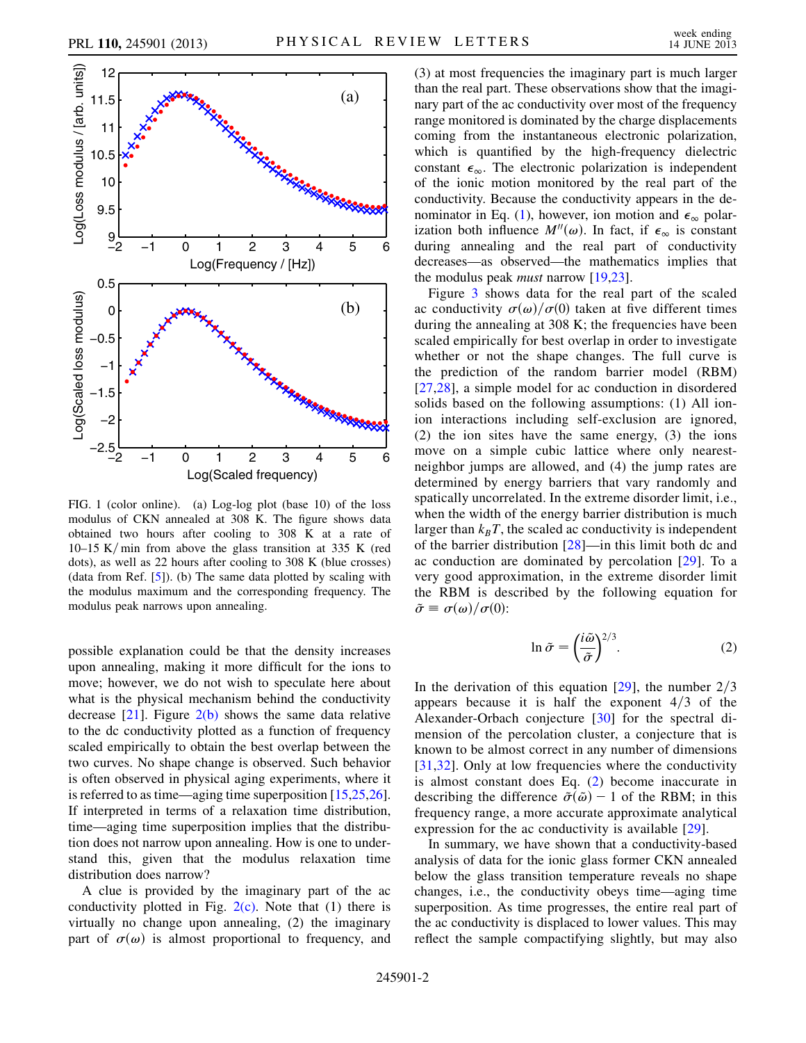FIG. 1 (color online). (a) Log-log plot (base 10) of the loss modulus of CKN annealed at 308 K. The figure shows data obtained two hours after cooling to 308 K at a rate of 10–15 K/min from above the glass transition at 335 K (red dots), as well as 22 hours after cooling to 308 K (blue crosses) (data from Ref. [5]). (b) The same data plotted by scaling with the modulus maximum and the corresponding frequency. The modulus peak narrows upon annealing.

possible explanation could be that the density increases upon annealing, making it more difficult for the ions to move; however, we do not wish to speculate here about what is the physical mechanism behind the conductivity decrease [21]. Figure 2(b) shows the same data relative to the dc conductivity plotted as a function of frequency scaled empirically to obtain the best overlap between the two curves. No shape change is observed. Such behavior is often observed in physical aging experiments, where it is referred to as time—aging time superposition [15,25,26]. If interpreted in terms of a relaxation time distribution, time—aging time superposition implies that the distribution does not narrow upon annealing. How is one to understand this, given that the modulus relaxation time distribution does narrow?

A clue is provided by the imaginary part of the ac conductivity plotted in Fig. 2(c). Note that (1) there is virtually no change upon annealing, (2) the imaginary part of $\sigma(\omega)$ is almost proportional to frequency, and (3) at most frequencies the imaginary part is much larger than the real part. These observations show that the imaginary part of the ac conductivity over most of the frequency range monitored is dominated by the charge displacements coming from the instantaneous electronic polarization, which is quantified by the high-frequency dielectric constant $\epsilon_\infty$. The electronic polarization is independent of the ionic motion monitored by the real part of the conductivity. Because the conductivity appears in the denominator in Eq. (1), however, ion motion and $\epsilon_\infty$ polarization both influence $M''(\omega)$. In fact, if $\epsilon_\infty$ is constant during annealing and the real part of conductivity decreases—as observed—the mathematics implies that the modulus peak *must* narrow [19,23].

Figure 3 shows data for the real part of the scaled ac conductivity $\sigma(\omega)/\sigma(0)$ taken at five different times during the annealing at 308 K; the frequencies have been scaled empirically for best overlap in order to investigate whether or not the shape changes. The full curve is the prediction of the random barrier model (RBM) [27,28], a simple model for ac conduction in disordered solids based on the following assumptions: (1) All ion-ion interactions including self-exclusion are ignored, (2) the ion sites have the same energy, (3) the ions move on a simple cubic lattice where only nearest-neighbor jumps are allowed, and (4) the jump rates are determined by energy barriers that vary randomly and spatially uncorrelated. In the extreme disorder limit, i.e., when the width of the energy barrier distribution is much larger than $k_BT$, the scaled ac conductivity is independent of the barrier distribution [28]—in this limit both dc and ac conduction are dominated by percolation [29]. To a very good approximation, in the extreme disorder limit the RBM is described by the following equation for $\tilde{\sigma} \equiv \sigma(\omega)/\sigma(0)$:

$$\ln \tilde{\sigma} = \left(\frac{i\tilde{\omega}}{\tilde{\sigma}}\right)^{2/3}. \tag{2}$$

In the derivation of this equation [29], the number 2/3 appears because it is half the exponent 4/3 of the Alexander-Orbach conjecture [30] for the spectral dimension of the percolation cluster, a conjecture that is known to be almost correct in any number of dimensions [31,32]. Only at low frequencies where the conductivity is almost constant does Eq. (2) become inaccurate in describing the difference $\tilde{\sigma}(\tilde{\omega}) - 1$ of the RBM; in this frequency range, a more accurate approximate analytical expression for the ac conductivity is available [29].

In summary, we have shown that a conductivity-based analysis of data for the ionic glass former CKN annealed below the glass transition temperature reveals no shape changes, i.e., the conductivity obeys time—aging time superposition. As time progresses, the entire real part of the ac conductivity is displaced to lower values. This may reflect the sample compactifying slightly, but may also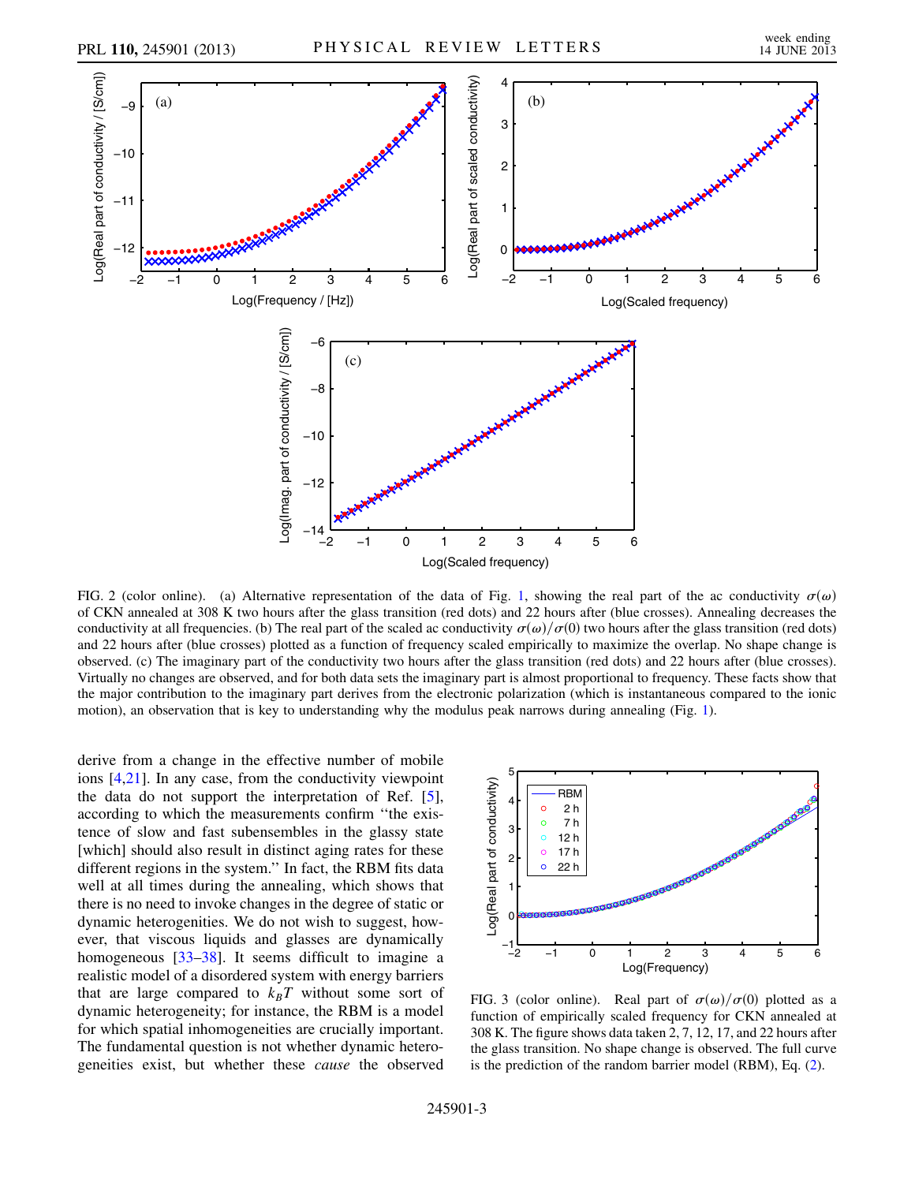FIG. 2 (color online). (a) Alternative representation of the data of Fig. 1, showing the real part of the ac conductivity $\sigma(\omega)$ of CKN annealed at 308 K two hours after the glass transition (red dots) and 22 hours after (blue crosses). Annealing decreases the conductivity at all frequencies. (b) The real part of the scaled ac conductivity $\sigma(\omega)/\sigma(0)$ two hours after the glass transition (red dots) and 22 hours after (blue crosses) plotted as a function of frequency scaled empirically to maximize the overlap. No shape change is observed. (c) The imaginary part of the conductivity two hours after the glass transition (red dots) and 22 hours after (blue crosses). Virtually no changes are observed, and for both data sets the imaginary part is almost proportional to frequency. These facts show that the major contribution to the imaginary part derives from the electronic polarization (which is instantaneous compared to the ionic motion), an observation that is key to understanding why the modulus peak narrows during annealing (Fig. 1).

derive from a change in the effective number of mobile ions [4,21]. In any case, from the conductivity viewpoint the data do not support the interpretation of Ref. [5], according to which the measurements confirm "the existence of slow and fast subensembles in the glassy state [which] should also result in distinct aging rates for these different regions in the system." In fact, the RBM fits data well at all times during the annealing, which shows that there is no need to invoke changes in the degree of static or dynamic heterogenities. We do not wish to suggest, however, that viscous liquids and glasses are dynamically homogeneous [33–38]. It seems difficult to imagine a realistic model of a disordered system with energy barriers that are large compared to $k_BT$ without some sort of dynamic heterogeneity; for instance, the RBM is a model for which spatial inhomogeneities are crucially important. The fundamental question is not whether dynamic heterogeneities exist, but whether these *cause* the observed

FIG. 3 (color online). Real part of $\sigma(\omega)/\sigma(0)$ plotted as a function of empirically scaled frequency for CKN annealed at 308 K. The figure shows data taken 2, 7, 12, 17, and 22 hours after the glass transition. No shape change is observed. The full curve is the prediction of the random barrier model (RBM), Eq. (2).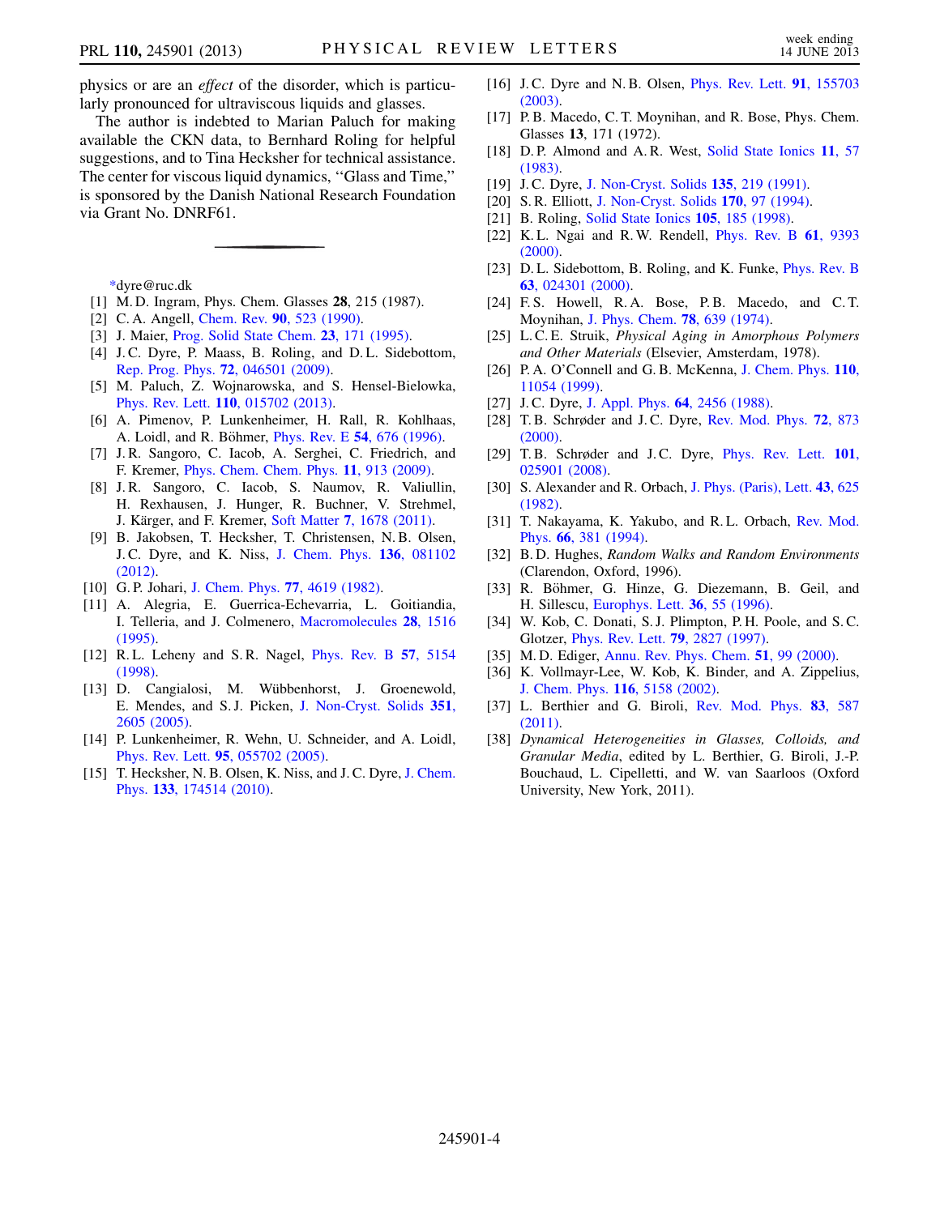physics or are an *effect* of the disorder, which is particularly pronounced for ultraviscous liquids and glasses.

The author is indebted to Marian Paluch for making available the CKN data, to Bernhard Roling for helpful suggestions, and to Tina Hecksher for technical assistance. The center for viscous liquid dynamics, "Glass and Time," is sponsored by the Danish National Research Foundation via Grant No. DNRF61.

---

*dyre@ruc.dk

[1] M. D. Ingram, Phys. Chem. Glasses **28**, 215 (1987).
[2] C. A. Angell, Chem. Rev. **90**, 523 (1990).
[3] J. Maier, Prog. Solid State Chem. **23**, 171 (1995).
[4] J. C. Dyre, P. Maass, B. Roling, and D. L. Sidebottom, Rep. Prog. Phys. **72**, 046501 (2009).
[5] M. Paluch, Z. Wojnarowska, and S. Hensel-Bielowka, Phys. Rev. Lett. **110**, 015702 (2013).
[6] A. Pimenov, P. Lunkenheimer, H. Rall, R. Kohlhaas, A. Loidl, and R. Böhmer, Phys. Rev. E **54**, 676 (1996).
[7] J. R. Sangoro, C. Iacob, A. Serghei, C. Friedrich, and F. Kremer, Phys. Chem. Chem. Phys. **11**, 913 (2009).
[8] J. R. Sangoro, C. Iacob, S. Naumov, R. Valiullin, H. Rexhausen, J. Hunger, R. Buchner, V. Strehmel, J. Kärger, and F. Kremer, Soft Matter **7**, 1678 (2011).
[9] B. Jakobsen, T. Hecksher, T. Christensen, N. B. Olsen, J. C. Dyre, and K. Niss, J. Chem. Phys. **136**, 081102 (2012).
[10] G. P. Johari, J. Chem. Phys. **77**, 4619 (1982).
[11] A. Alegria, E. Guerrica-Echevarria, L. Goitiandia, I. Telleria, and J. Colmenero, Macromolecules **28**, 1516 (1995).
[12] R. L. Leheny and S. R. Nagel, Phys. Rev. B **57**, 5154 (1998).
[13] D. Cangialosi, M. Wübbenhorst, J. Groenewold, E. Mendes, and S. J. Picken, J. Non-Cryst. Solids **351**, 2605 (2005).
[14] P. Lunkenheimer, R. Wehn, U. Schneider, and A. Loidl, Phys. Rev. Lett. **95**, 055702 (2005).
[15] T. Hecksher, N. B. Olsen, K. Niss, and J. C. Dyre, J. Chem. Phys. **133**, 174514 (2010).
[16] J. C. Dyre and N. B. Olsen, Phys. Rev. Lett. **91**, 155703 (2003).
[17] P. B. Macedo, C. T. Moynihan, and R. Bose, Phys. Chem. Glasses **13**, 171 (1972).
[18] D. P. Almond and A. R. West, Solid State Ionics **11**, 57 (1983).
[19] J. C. Dyre, J. Non-Cryst. Solids **135**, 219 (1991).
[20] S. R. Elliott, J. Non-Cryst. Solids **170**, 97 (1994).
[21] B. Roling, Solid State Ionics **105**, 185 (1998).
[22] K. L. Ngai and R. W. Rendell, Phys. Rev. B **61**, 9393 (2000).
[23] D. L. Sidebottom, B. Roling, and K. Funke, Phys. Rev. B **63**, 024301 (2000).
[24] F. S. Howell, R. A. Bose, P. B. Macedo, and C. T. Moynihan, J. Phys. Chem. **78**, 639 (1974).
[25] L. C. E. Struik, *Physical Aging in Amorphous Polymers and Other Materials* (Elsevier, Amsterdam, 1978).
[26] P. A. O'Connell and G. B. McKenna, J. Chem. Phys. **110**, 11054 (1999).
[27] J. C. Dyre, J. Appl. Phys. **64**, 2456 (1988).
[28] T. B. Schrøder and J. C. Dyre, Rev. Mod. Phys. **72**, 873 (2000).
[29] T. B. Schrøder and J. C. Dyre, Phys. Rev. Lett. **101**, 025901 (2008).
[30] S. Alexander and R. Orbach, J. Phys. (Paris), Lett. **43**, 625 (1982).
[31] T. Nakayama, K. Yakubo, and R. L. Orbach, Rev. Mod. Phys. **66**, 381 (1994).
[32] B. D. Hughes, *Random Walks and Random Environments* (Clarendon, Oxford, 1996).
[33] R. Böhmer, G. Hinze, G. Diezemann, B. Geil, and H. Sillescu, Europhys. Lett. **36**, 55 (1996).
[34] W. Kob, C. Donati, S. J. Plimpton, P. H. Poole, and S. C. Glotzer, Phys. Rev. Lett. **79**, 2827 (1997).
[35] M. D. Ediger, Annu. Rev. Phys. Chem. **51**, 99 (2000).
[36] K. Vollmayr-Lee, W. Kob, K. Binder, and A. Zippelius, J. Chem. Phys. **116**, 5158 (2002).
[37] L. Berthier and G. Biroli, Rev. Mod. Phys. **83**, 587 (2011).
[38] *Dynamical Heterogeneities in Glasses, Colloids, and Granular Media*, edited by L. Berthier, G. Biroli, J.-P. Bouchaud, L. Cipelletti, and W. van Saarloos (Oxford University, New York, 2011).